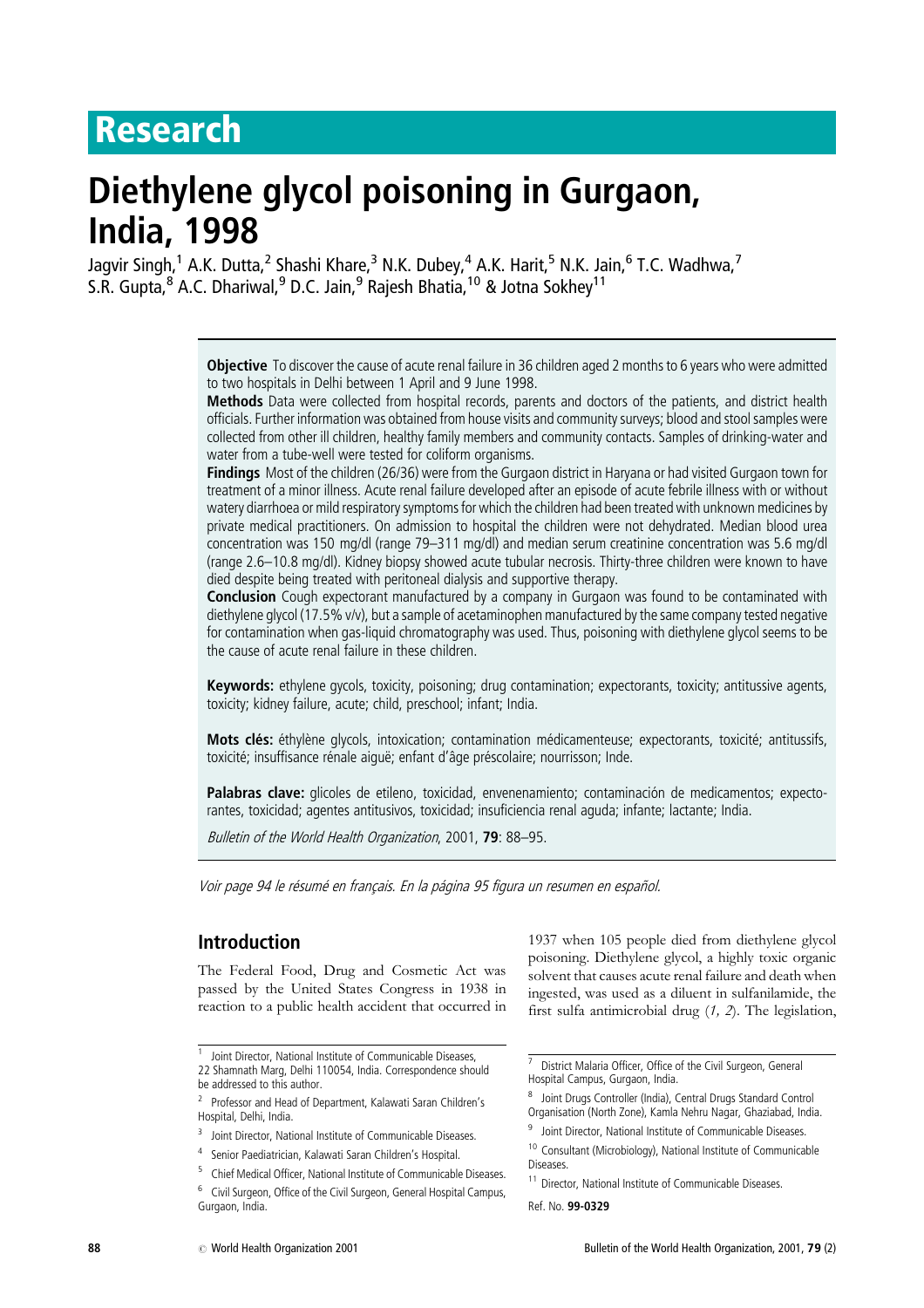# Research

# Diethylene glycol poisoning in Gurgaon, India, 1998

Jagvir Singh,[1] A.K. Dutta,[2] Shashi Khare,[3] N.K. Dubey,[4] A.K. Harit,[5] N.K. Jain,[6] T.C. Wadhwa,[7] S.R. Gupta,[8] A.C. Dhariwal,[9] D.C. Jain,[9] Rajesh Bhatia,[10] & Jotna Sokhey[11]

**Objective** To discover the cause of acute renal failure in 36 children aged 2 months to 6 years who were admitted to two hospitals in Delhi between 1 April and 9 June 1998.

**Methods** Data were collected from hospital records, parents and doctors of the patients, and district health officials. Further information was obtained from house visits and community surveys; blood and stool samples were collected from other ill children, healthy family members and community contacts. Samples of drinking-water and water from a tube-well were tested for coliform organisms.

**Findings** Most of the children (26/36) were from the Gurgaon district in Haryana or had visited Gurgaon town for treatment of a minor illness. Acute renal failure developed after an episode of acute febrile illness with or without watery diarrhoea or mild respiratory symptoms for which the children had been treated with unknown medicines by private medical practitioners. On admission to hospital the children were not dehydrated. Median blood urea concentration was 150 mg/dl (range 79–311 mg/dl) and median serum creatinine concentration was 5.6 mg/dl (range 2.6–10.8 mg/dl). Kidney biopsy showed acute tubular necrosis. Thirty-three children were known to have died despite being treated with peritoneal dialysis and supportive therapy.

**Conclusion** Cough expectorant manufactured by a company in Gurgaon was found to be contaminated with diethylene glycol (17.5% v/v), but a sample of acetaminophen manufactured by the same company tested negative for contamination when gas-liquid chromatography was used. Thus, poisoning with diethylene glycol seems to be the cause of acute renal failure in these children.

**Keywords:** ethylene gycols, toxicity, poisoning; drug contamination; expectorants, toxicity; antitussive agents, toxicity; kidney failure, acute; child, preschool; infant; India.

**Mots clés:** éthylène glycols, intoxication; contamination médicamenteuse; expectorants, toxicité; antitussifs, toxicité; insuffisance rénale aiguë; enfant d'âge préscolaire; nourrisson; Inde.

**Palabras clave:** glicoles de etileno, toxicidad, envenenamiento; contaminación de medicamentos; expectorantes, toxicidad; agentes antitusivos, toxicidad; insuficiencia renal aguda; infante; lactante; India.

*Bulletin of the World Health Organization*, 2001, **79**: 88–95.

*Voir page 94 le résumé en français. En la página 95 figura un resumen en español.*

## Introduction

The Federal Food, Drug and Cosmetic Act was passed by the United States Congress in 1938 in reaction to a public health accident that occurred in 1937 when 105 people died from diethylene glycol poisoning. Diethylene glycol, a highly toxic organic solvent that causes acute renal failure and death when ingested, was used as a diluent in sulfanilamide, the first sulfa antimicrobial drug (*1, 2*). The legislation,

[1] Joint Director, National Institute of Communicable Diseases, 22 Shamnath Marg, Delhi 110054, India. Correspondence should be addressed to this author.

[2] Professor and Head of Department, Kalawati Saran Children's Hospital, Delhi, India.

[3] Joint Director, National Institute of Communicable Diseases.

[4] Senior Paediatrician, Kalawati Saran Children's Hospital.

[5] Chief Medical Officer, National Institute of Communicable Diseases.

[6] Civil Surgeon, Office of the Civil Surgeon, General Hospital Campus, Gurgaon, India.

[7] District Malaria Officer, Office of the Civil Surgeon, General Hospital Campus, Gurgaon, India.

[8] Joint Drugs Controller (India), Central Drugs Standard Control Organisation (North Zone), Kamla Nehru Nagar, Ghaziabad, India.

[9] Joint Director, National Institute of Communicable Diseases.

[10] Consultant (Microbiology), National Institute of Communicable Diseases.

[11] Director, National Institute of Communicable Diseases.

Ref. No. **99-0329**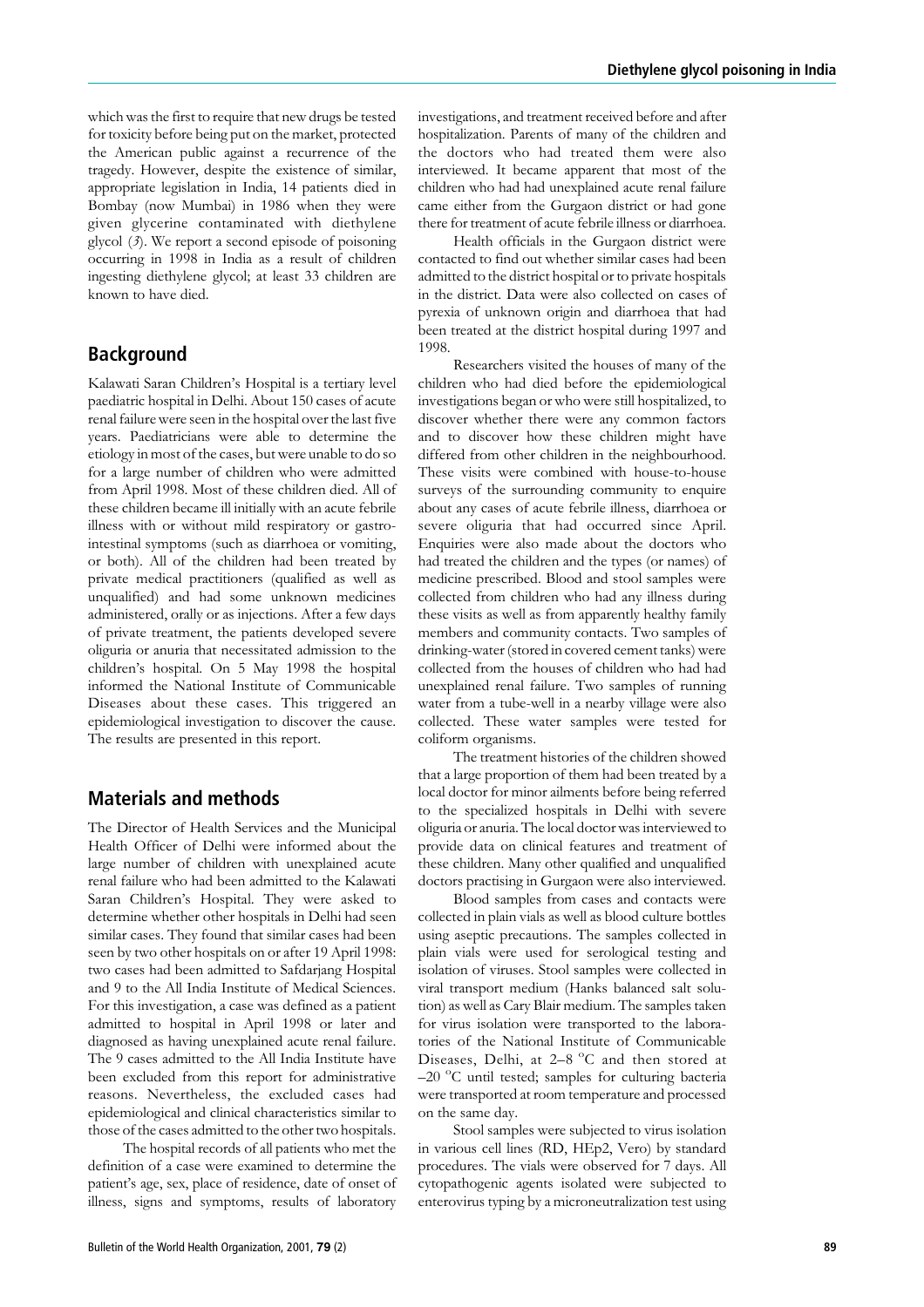which was the first to require that new drugs be tested for toxicity before being put on the market, protected the American public against a recurrence of the tragedy. However, despite the existence of similar, appropriate legislation in India, 14 patients died in Bombay (now Mumbai) in 1986 when they were given glycerine contaminated with diethylene glycol (*3*). We report a second episode of poisoning occurring in 1998 in India as a result of children ingesting diethylene glycol; at least 33 children are known to have died.

## Background

Kalawati Saran Children's Hospital is a tertiary level paediatric hospital in Delhi. About 150 cases of acute renal failure were seen in the hospital over the last five years. Paediatricians were able to determine the etiology in most of the cases, but were unable to do so for a large number of children who were admitted from April 1998. Most of these children died. All of these children became ill initially with an acute febrile illness with or without mild respiratory or gastrointestinal symptoms (such as diarrhoea or vomiting, or both). All of the children had been treated by private medical practitioners (qualified as well as unqualified) and had some unknown medicines administered, orally or as injections. After a few days of private treatment, the patients developed severe oliguria or anuria that necessitated admission to the children's hospital. On 5 May 1998 the hospital informed the National Institute of Communicable Diseases about these cases. This triggered an epidemiological investigation to discover the cause. The results are presented in this report.

## Materials and methods

The Director of Health Services and the Municipal Health Officer of Delhi were informed about the large number of children with unexplained acute renal failure who had been admitted to the Kalawati Saran Children's Hospital. They were asked to determine whether other hospitals in Delhi had seen similar cases. They found that similar cases had been seen by two other hospitals on or after 19 April 1998: two cases had been admitted to Safdarjang Hospital and 9 to the All India Institute of Medical Sciences. For this investigation, a case was defined as a patient admitted to hospital in April 1998 or later and diagnosed as having unexplained acute renal failure. The 9 cases admitted to the All India Institute have been excluded from this report for administrative reasons. Nevertheless, the excluded cases had epidemiological and clinical characteristics similar to those of the cases admitted to the other two hospitals.

The hospital records of all patients who met the definition of a case were examined to determine the patient's age, sex, place of residence, date of onset of illness, signs and symptoms, results of laboratory investigations, and treatment received before and after hospitalization. Parents of many of the children and the doctors who had treated them were also interviewed. It became apparent that most of the children who had had unexplained acute renal failure came either from the Gurgaon district or had gone there for treatment of acute febrile illness or diarrhoea.

Health officials in the Gurgaon district were contacted to find out whether similar cases had been admitted to the district hospital or to private hospitals in the district. Data were also collected on cases of pyrexia of unknown origin and diarrhoea that had been treated at the district hospital during 1997 and 1998.

Researchers visited the houses of many of the children who had died before the epidemiological investigations began or who were still hospitalized, to discover whether there were any common factors and to discover how these children might have differed from other children in the neighbourhood. These visits were combined with house-to-house surveys of the surrounding community to enquire about any cases of acute febrile illness, diarrhoea or severe oliguria that had occurred since April. Enquiries were also made about the doctors who had treated the children and the types (or names) of medicine prescribed. Blood and stool samples were collected from children who had any illness during these visits as well as from apparently healthy family members and community contacts. Two samples of drinking-water (stored in covered cement tanks) were collected from the houses of children who had had unexplained renal failure. Two samples of running water from a tube-well in a nearby village were also collected. These water samples were tested for coliform organisms.

The treatment histories of the children showed that a large proportion of them had been treated by a local doctor for minor ailments before being referred to the specialized hospitals in Delhi with severe oliguria or anuria. The local doctor was interviewed to provide data on clinical features and treatment of these children. Many other qualified and unqualified doctors practising in Gurgaon were also interviewed.

Blood samples from cases and contacts were collected in plain vials as well as blood culture bottles using aseptic precautions. The samples collected in plain vials were used for serological testing and isolation of viruses. Stool samples were collected in viral transport medium (Hanks balanced salt solution) as well as Cary Blair medium. The samples taken for virus isolation were transported to the laboratories of the National Institute of Communicable Diseases, Delhi, at 2–8 °C and then stored at –20 °C until tested; samples for culturing bacteria were transported at room temperature and processed on the same day.

Stool samples were subjected to virus isolation in various cell lines (RD, HEp2, Vero) by standard procedures. The vials were observed for 7 days. All cytopathogenic agents isolated were subjected to enterovirus typing by a microneutralization test using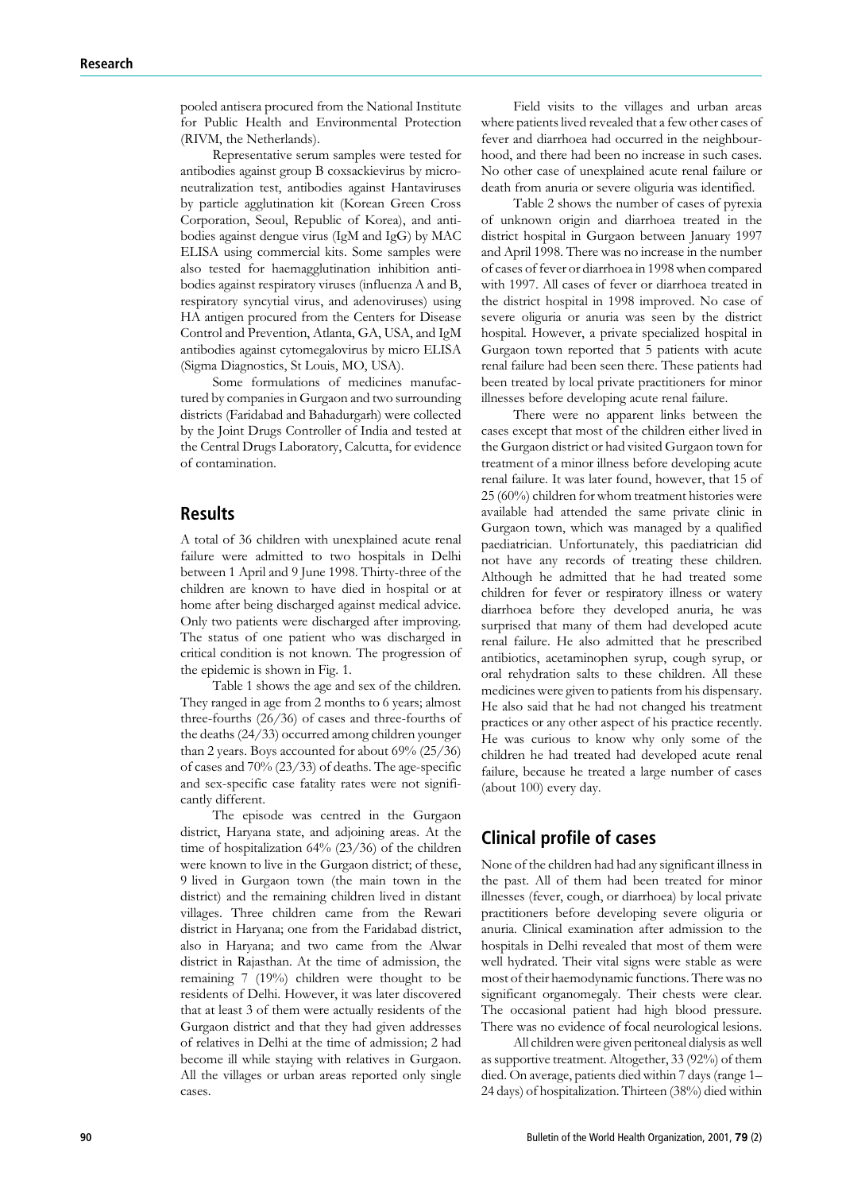pooled antisera procured from the National Institute for Public Health and Environmental Protection (RIVM, the Netherlands).

Representative serum samples were tested for antibodies against group B coxsackievirus by microneutralization test, antibodies against Hantaviruses by particle agglutination kit (Korean Green Cross Corporation, Seoul, Republic of Korea), and antibodies against dengue virus (IgM and IgG) by MAC ELISA using commercial kits. Some samples were also tested for haemagglutination inhibition antibodies against respiratory viruses (influenza A and B, respiratory syncytial virus, and adenoviruses) using HA antigen procured from the Centers for Disease Control and Prevention, Atlanta, GA, USA, and IgM antibodies against cytomegalovirus by micro ELISA (Sigma Diagnostics, St Louis, MO, USA).

Some formulations of medicines manufactured by companies in Gurgaon and two surrounding districts (Faridabad and Bahadurgarh) were collected by the Joint Drugs Controller of India and tested at the Central Drugs Laboratory, Calcutta, for evidence of contamination.

## Results

A total of 36 children with unexplained acute renal failure were admitted to two hospitals in Delhi between 1 April and 9 June 1998. Thirty-three of the children are known to have died in hospital or at home after being discharged against medical advice. Only two patients were discharged after improving. The status of one patient who was discharged in critical condition is not known. The progression of the epidemic is shown in Fig. 1.

Table 1 shows the age and sex of the children. They ranged in age from 2 months to 6 years; almost three-fourths (26/36) of cases and three-fourths of the deaths (24/33) occurred among children younger than 2 years. Boys accounted for about 69% (25/36) of cases and 70% (23/33) of deaths. The age-specific and sex-specific case fatality rates were not significantly different.

The episode was centred in the Gurgaon district, Haryana state, and adjoining areas. At the time of hospitalization 64% (23/36) of the children were known to live in the Gurgaon district; of these, 9 lived in Gurgaon town (the main town in the district) and the remaining children lived in distant villages. Three children came from the Rewari district in Haryana; one from the Faridabad district, also in Haryana; and two came from the Alwar district in Rajasthan. At the time of admission, the remaining 7 (19%) children were thought to be residents of Delhi. However, it was later discovered that at least 3 of them were actually residents of the Gurgaon district and that they had given addresses of relatives in Delhi at the time of admission; 2 had become ill while staying with relatives in Gurgaon. All the villages or urban areas reported only single cases.

Field visits to the villages and urban areas where patients lived revealed that a few other cases of fever and diarrhoea had occurred in the neighbourhood, and there had been no increase in such cases. No other case of unexplained acute renal failure or death from anuria or severe oliguria was identified.

Table 2 shows the number of cases of pyrexia of unknown origin and diarrhoea treated in the district hospital in Gurgaon between January 1997 and April 1998. There was no increase in the number of cases of fever or diarrhoea in 1998 when compared with 1997. All cases of fever or diarrhoea treated in the district hospital in 1998 improved. No case of severe oliguria or anuria was seen by the district hospital. However, a private specialized hospital in Gurgaon town reported that 5 patients with acute renal failure had been seen there. These patients had been treated by local private practitioners for minor illnesses before developing acute renal failure.

There were no apparent links between the cases except that most of the children either lived in the Gurgaon district or had visited Gurgaon town for treatment of a minor illness before developing acute renal failure. It was later found, however, that 15 of 25 (60%) children for whom treatment histories were available had attended the same private clinic in Gurgaon town, which was managed by a qualified paediatrician. Unfortunately, this paediatrician did not have any records of treating these children. Although he admitted that he had treated some children for fever or respiratory illness or watery diarrhoea before they developed anuria, he was surprised that many of them had developed acute renal failure. He also admitted that he prescribed antibiotics, acetaminophen syrup, cough syrup, or oral rehydration salts to these children. All these medicines were given to patients from his dispensary. He also said that he had not changed his treatment practices or any other aspect of his practice recently. He was curious to know why only some of the children he had treated had developed acute renal failure, because he treated a large number of cases (about 100) every day.

## Clinical profile of cases

None of the children had had any significant illness in the past. All of them had been treated for minor illnesses (fever, cough, or diarrhoea) by local private practitioners before developing severe oliguria or anuria. Clinical examination after admission to the hospitals in Delhi revealed that most of them were well hydrated. Their vital signs were stable as were most of their haemodynamic functions. There was no significant organomegaly. Their chests were clear. The occasional patient had high blood pressure. There was no evidence of focal neurological lesions.

All children were given peritoneal dialysis as well as supportive treatment. Altogether, 33 (92%) of them died. On average, patients died within 7 days (range 1–24 days) of hospitalization. Thirteen (38%) died within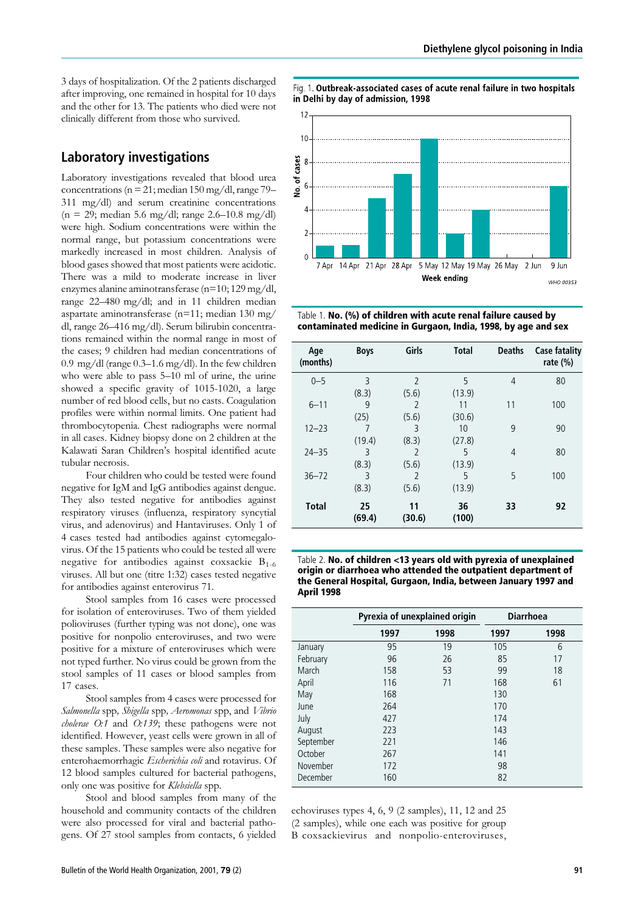3 days of hospitalization. Of the 2 patients discharged after improving, one remained in hospital for 10 days and the other for 13. The patients who died were not clinically different from those who survived.

## Laboratory investigations

Laboratory investigations revealed that blood urea concentrations (n = 21; median 150 mg/dl, range 79–311 mg/dl) and serum creatinine concentrations (n = 29; median 5.6 mg/dl; range 2.6–10.8 mg/dl) were high. Sodium concentrations were within the normal range, but potassium concentrations were markedly increased in most children. Analysis of blood gases showed that most patients were acidotic. There was a mild to moderate increase in liver enzymes alanine aminotransferase (n=10; 129 mg/dl, range 22–480 mg/dl; and in 11 children median aspartate aminotransferase (n=11; median 130 mg/dl, range 26–416 mg/dl). Serum bilirubin concentrations remained within the normal range in most of the cases; 9 children had median concentrations of 0.9 mg/dl (range 0.3–1.6 mg/dl). In the few children who were able to pass 5–10 ml of urine, the urine showed a specific gravity of 1015-1020, a large number of red blood cells, but no casts. Coagulation profiles were within normal limits. One patient had thrombocytopenia. Chest radiographs were normal in all cases. Kidney biopsy done on 2 children at the Kalawati Saran Children's hospital identified acute tubular necrosis.

Four children who could be tested were found negative for IgM and IgG antibodies against dengue. They also tested negative for antibodies against respiratory viruses (influenza, respiratory syncytial virus, and adenovirus) and Hantaviruses. Only 1 of 4 cases tested had antibodies against cytomegalovirus. Of the 15 patients who could be tested all were negative for antibodies against coxsackie $B_{1-6}$ viruses. All but one (titre 1:32) cases tested negative for antibodies against enterovirus 71.

Stool samples from 16 cases were processed for isolation of enteroviruses. Two of them yielded polioviruses (further typing was not done), one was positive for nonpolio enteroviruses, and two were positive for a mixture of enteroviruses which were not typed further. No virus could be grown from the stool samples of 11 cases or blood samples from 17 cases.

Stool samples from 4 cases were processed for *Salmonella* spp, *Shigella* spp, *Aeromonas* spp, and *Vibrio cholerae O:1* and *O:139*; these pathogens were not identified. However, yeast cells were grown in all of these samples. These samples were also negative for enterohaemorrhagic *Escherichia coli* and rotavirus. Of 12 blood samples cultured for bacterial pathogens, only one was positive for *Klebsiella* spp.

Stool and blood samples from many of the household and community contacts of the children were also processed for viral and bacterial pathogens. Of 27 stool samples from contacts, 6 yielded echoviruses types 4, 6, 9 (2 samples), 11, 12 and 25 (2 samples), while one each was positive for group B coxsackievirus and nonpolio-enteroviruses,

Fig. 1. **Outbreak-associated cases of acute renal failure in two hospitals in Delhi by day of admission, 1998**

| Week ending | No. of cases |
|---|---|
| 7 Apr | 1 |
| 14 Apr | 1 |
| 21 Apr | 5 |
| 28 Apr | 7 |
| 5 May | 10 |
| 12 May | 2 |
| 19 May | 4 |
| 26 May | 0 |
| 2 Jun | 0 |
| 9 Jun | 6 |

Table 1. **No. (%) of children with acute renal failure caused by contaminated medicine in Gurgaon, India, 1998, by age and sex**

| Age (months) | Boys | Girls | Total | Deaths | Case fatality rate (%) |
|---|---|---|---|---|---|
| 0–5 | 3 (8.3) | 2 (5.6) | 5 (13.9) | 4 | 80 |
| 6–11 | 9 (25) | 2 (5.6) | 11 (30.6) | 11 | 100 |
| 12–23 | 7 (19.4) | 3 (8.3) | 10 (27.8) | 9 | 90 |
| 24–35 | 3 (8.3) | 2 (5.6) | 5 (13.9) | 4 | 80 |
| 36–72 | 3 (8.3) | 2 (5.6) | 5 (13.9) | 5 | 100 |
| **Total** | **25 (69.4)** | **11 (30.6)** | **36 (100)** | **33** | **92** |

Table 2. **No. of children <13 years old with pyrexia of unexplained origin or diarrhoea who attended the outpatient department of the General Hospital, Gurgaon, India, between January 1997 and April 1998**

| | Pyrexia of unexplained origin | | Diarrhoea | |
|---|---|---|---|---|
| | 1997 | 1998 | 1997 | 1998 |
| January | 95 | 19 | 105 | 6 |
| February | 96 | 26 | 85 | 17 |
| March | 158 | 53 | 99 | 18 |
| April | 116 | 71 | 168 | 61 |
| May | 168 | | 130 | |
| June | 264 | | 170 | |
| July | 427 | | 174 | |
| August | 223 | | 143 | |
| September | 221 | | 146 | |
| October | 267 | | 141 | |
| November | 172 | | 98 | |
| December | 160 | | 82 | |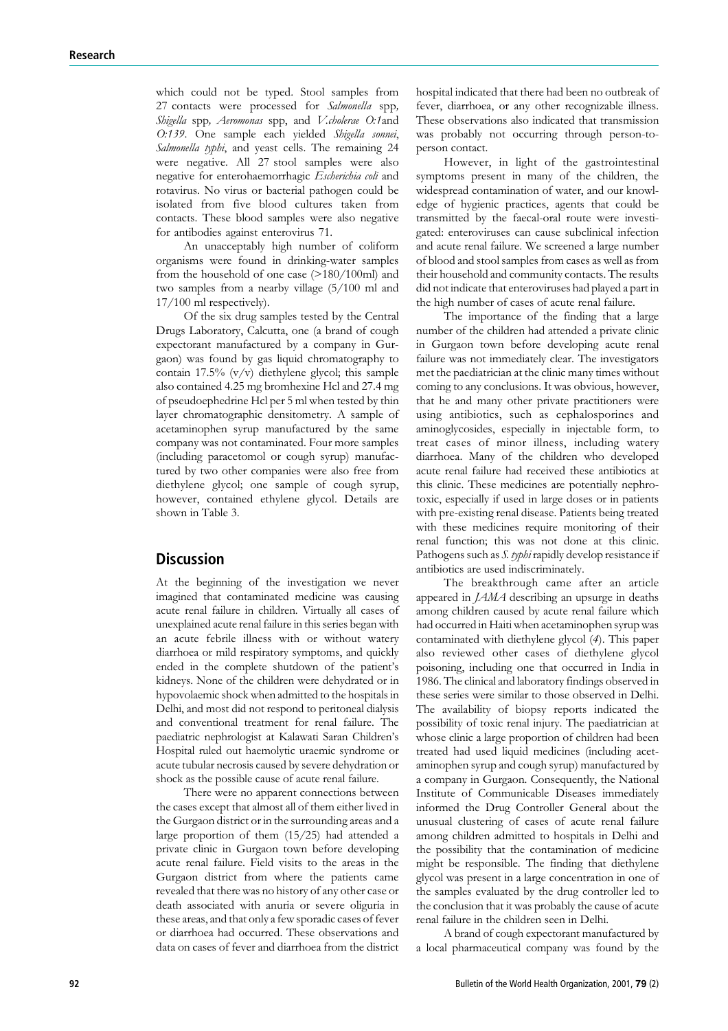which could not be typed. Stool samples from 27 contacts were processed for *Salmonella* spp, *Shigella* spp, *Aeromonas* spp, and *V.cholerae O:1* and *O:139*. One sample each yielded *Shigella sonnei*, *Salmonella typhi*, and yeast cells. The remaining 24 were negative. All 27 stool samples were also negative for enterohaemorrhagic *Escherichia coli* and rotavirus. No virus or bacterial pathogen could be isolated from five blood cultures taken from contacts. These blood samples were also negative for antibodies against enterovirus 71.

An unacceptably high number of coliform organisms were found in drinking-water samples from the household of one case (>180/100ml) and two samples from a nearby village (5/100 ml and 17/100 ml respectively).

Of the six drug samples tested by the Central Drugs Laboratory, Calcutta, one (a brand of cough expectorant manufactured by a company in Gurgaon) was found by gas liquid chromatography to contain 17.5% (v/v) diethylene glycol; this sample also contained 4.25 mg bromhexine Hcl and 27.4 mg of pseudoephedrine Hcl per 5 ml when tested by thin layer chromatographic densitometry. A sample of acetaminophen syrup manufactured by the same company was not contaminated. Four more samples (including paracetomol or cough syrup) manufactured by two other companies were also free from diethylene glycol; one sample of cough syrup, however, contained ethylene glycol. Details are shown in Table 3.

## Discussion

At the beginning of the investigation we never imagined that contaminated medicine was causing acute renal failure in children. Virtually all cases of unexplained acute renal failure in this series began with an acute febrile illness with or without watery diarrhoea or mild respiratory symptoms, and quickly ended in the complete shutdown of the patient's kidneys. None of the children were dehydrated or in hypovolaemic shock when admitted to the hospitals in Delhi, and most did not respond to peritoneal dialysis and conventional treatment for renal failure. The paediatric nephrologist at Kalawati Saran Children's Hospital ruled out haemolytic uraemic syndrome or acute tubular necrosis caused by severe dehydration or shock as the possible cause of acute renal failure.

There were no apparent connections between the cases except that almost all of them either lived in the Gurgaon district or in the surrounding areas and a large proportion of them (15/25) had attended a private clinic in Gurgaon town before developing acute renal failure. Field visits to the areas in the Gurgaon district from where the patients came revealed that there was no history of any other case or death associated with anuria or severe oliguria in these areas, and that only a few sporadic cases of fever or diarrhoea had occurred. These observations and data on cases of fever and diarrhoea from the district hospital indicated that there had been no outbreak of fever, diarrhoea, or any other recognizable illness. These observations also indicated that transmission was probably not occurring through person-to-person contact.

However, in light of the gastrointestinal symptoms present in many of the children, the widespread contamination of water, and our knowledge of hygienic practices, agents that could be transmitted by the faecal-oral route were investigated: enteroviruses can cause subclinical infection and acute renal failure. We screened a large number of blood and stool samples from cases as well as from their household and community contacts. The results did not indicate that enteroviruses had played a part in the high number of cases of acute renal failure.

The importance of the finding that a large number of the children had attended a private clinic in Gurgaon town before developing acute renal failure was not immediately clear. The investigators met the paediatrician at the clinic many times without coming to any conclusions. It was obvious, however, that he and many other private practitioners were using antibiotics, such as cephalosporines and aminoglycosides, especially in injectable form, to treat cases of minor illness, including watery diarrhoea. Many of the children who developed acute renal failure had received these antibiotics at this clinic. These medicines are potentially nephrotoxic, especially if used in large doses or in patients with pre-existing renal disease. Patients being treated with these medicines require monitoring of their renal function; this was not done at this clinic. Pathogens such as *S. typhi* rapidly develop resistance if antibiotics are used indiscriminately.

The breakthrough came after an article appeared in *JAMA* describing an upsurge in deaths among children caused by acute renal failure which had occurred in Haiti when acetaminophen syrup was contaminated with diethylene glycol (*4*). This paper also reviewed other cases of diethylene glycol poisoning, including one that occurred in India in 1986. The clinical and laboratory findings observed in these series were similar to those observed in Delhi. The availability of biopsy reports indicated the possibility of toxic renal injury. The paediatrician at whose clinic a large proportion of children had been treated had used liquid medicines (including acetaminophen syrup and cough syrup) manufactured by a company in Gurgaon. Consequently, the National Institute of Communicable Diseases immediately informed the Drug Controller General about the unusual clustering of cases of acute renal failure among children admitted to hospitals in Delhi and the possibility that the contamination of medicine might be responsible. The finding that diethylene glycol was present in a large concentration in one of the samples evaluated by the drug controller led to the conclusion that it was probably the cause of acute renal failure in the children seen in Delhi.

A brand of cough expectorant manufactured by a local pharmaceutical company was found by the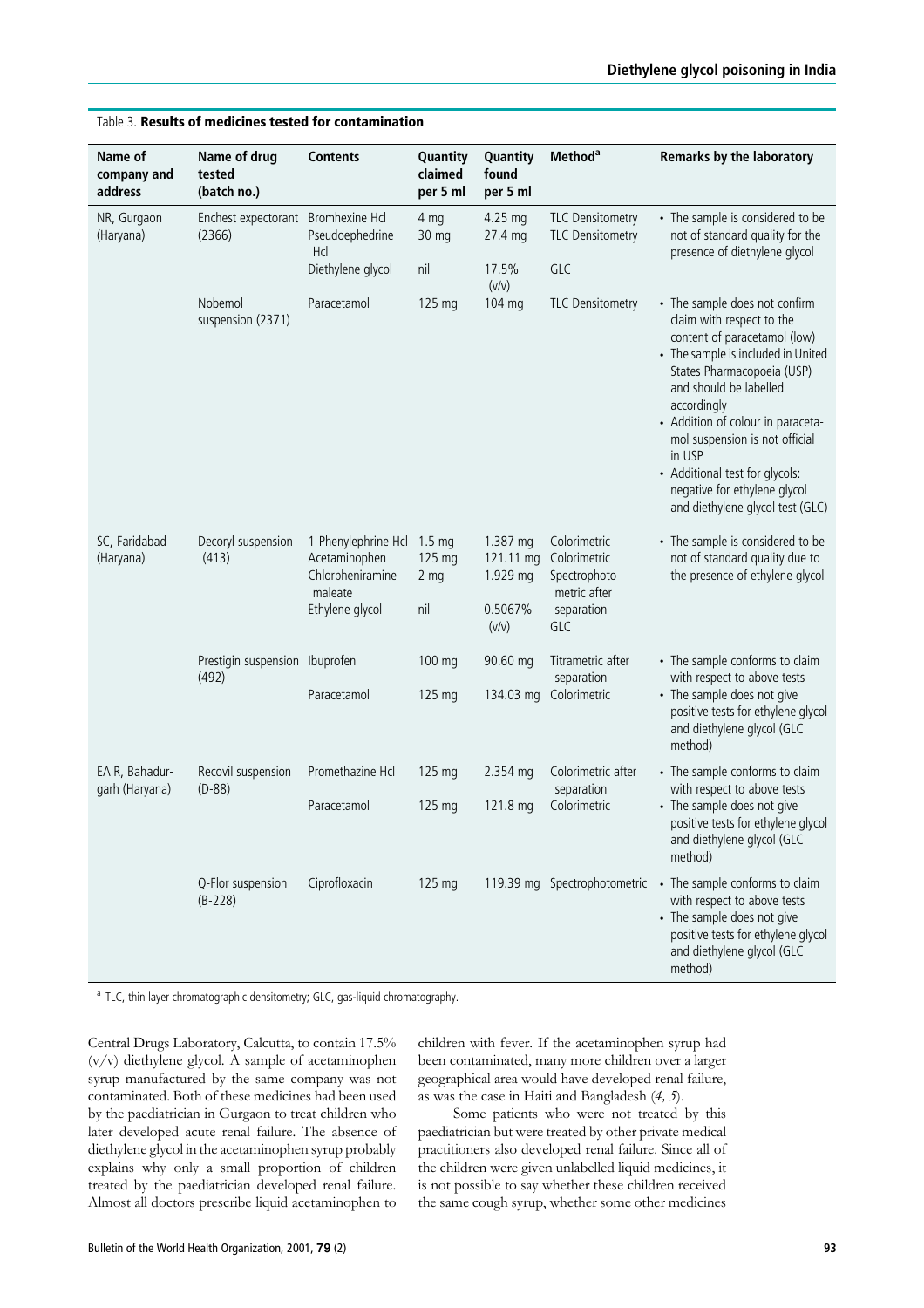Table 3. **Results of medicines tested for contamination**

| Name of company and address | Name of drug tested (batch no.) | Contents | Quantity claimed per 5 ml | Quantity found per 5 ml | Method[a] | Remarks by the laboratory |
|---|---|---|---|---|---|---|
| NR, Gurgaon (Haryana) | Enchest expectorant (2366) | Bromhexine Hcl | 4 mg | 4.25 mg | TLC Densitometry | • The sample is considered to be not of standard quality for the presence of diethylene glycol |
| | | Pseudoephedrine Hcl | 30 mg | 27.4 mg | TLC Densitometry | |
| | | Diethylene glycol | nil | 17.5% (v/v) | GLC | |
| | Nobemol suspension (2371) | Paracetamol | 125 mg | 104 mg | TLC Densitometry | • The sample does not confirm claim with respect to the content of paracetamol (low) • The sample is included in United States Pharmacopoeia (USP) and should be labelled accordingly • Addition of colour in paracetamol suspension is not official in USP • Additional test for glycols: negative for ethylene glycol and diethylene glycol test (GLC) |
| SC, Faridabad (Haryana) | Decoryl suspension (413) | 1-Phenylephrine Hcl | 1.5 mg | 1.387 mg | Colorimetric | • The sample is considered to be not of standard quality due to the presence of ethylene glycol |
| | | Acetaminophen | 125 mg | 121.11 mg | Colorimetric | |
| | | Chlorpheniramine maleate | 2 mg | 1.929 mg | Spectrophotometric after separation | |
| | | Ethylene glycol | nil | 0.5067% (v/v) | GLC | |
| | Prestigin suspension (492) | Ibuprofen | 100 mg | 90.60 mg | Titrametric after separation | • The sample conforms to claim with respect to above tests • The sample does not give positive tests for ethylene glycol and diethylene glycol (GLC method) |
| | | Paracetamol | 125 mg | 134.03 mg | Colorimetric | |
| EAIR, Bahadurgarh (Haryana) | Recovil suspension (D-88) | Promethazine Hcl | 125 mg | 2.354 mg | Colorimetric after separation | • The sample conforms to claim with respect to above tests • The sample does not give positive tests for ethylene glycol and diethylene glycol (GLC method) |
| | | Paracetamol | 125 mg | 121.8 mg | Colorimetric | |
| | Q-Flor suspension (B-228) | Ciprofloxacin | 125 mg | 119.39 mg | Spectrophotometric | • The sample conforms to claim with respect to above tests • The sample does not give positive tests for ethylene glycol and diethylene glycol (GLC method) |

[a] TLC, thin layer chromatographic densitometry; GLC, gas-liquid chromatography.

Central Drugs Laboratory, Calcutta, to contain 17.5% (v/v) diethylene glycol. A sample of acetaminophen syrup manufactured by the same company was not contaminated. Both of these medicines had been used by the paediatrician in Gurgaon to treat children who later developed acute renal failure. The absence of diethylene glycol in the acetaminophen syrup probably explains why only a small proportion of children treated by the paediatrician developed renal failure. Almost all doctors prescribe liquid acetaminophen to children with fever. If the acetaminophen syrup had been contaminated, many more children over a larger geographical area would have developed renal failure, as was the case in Haiti and Bangladesh (*4, 5*).

Some patients who were not treated by this paediatrician but were treated by other private medical practitioners also developed renal failure. Since all of the children were given unlabelled liquid medicines, it is not possible to say whether these children received the same cough syrup, whether some other medicines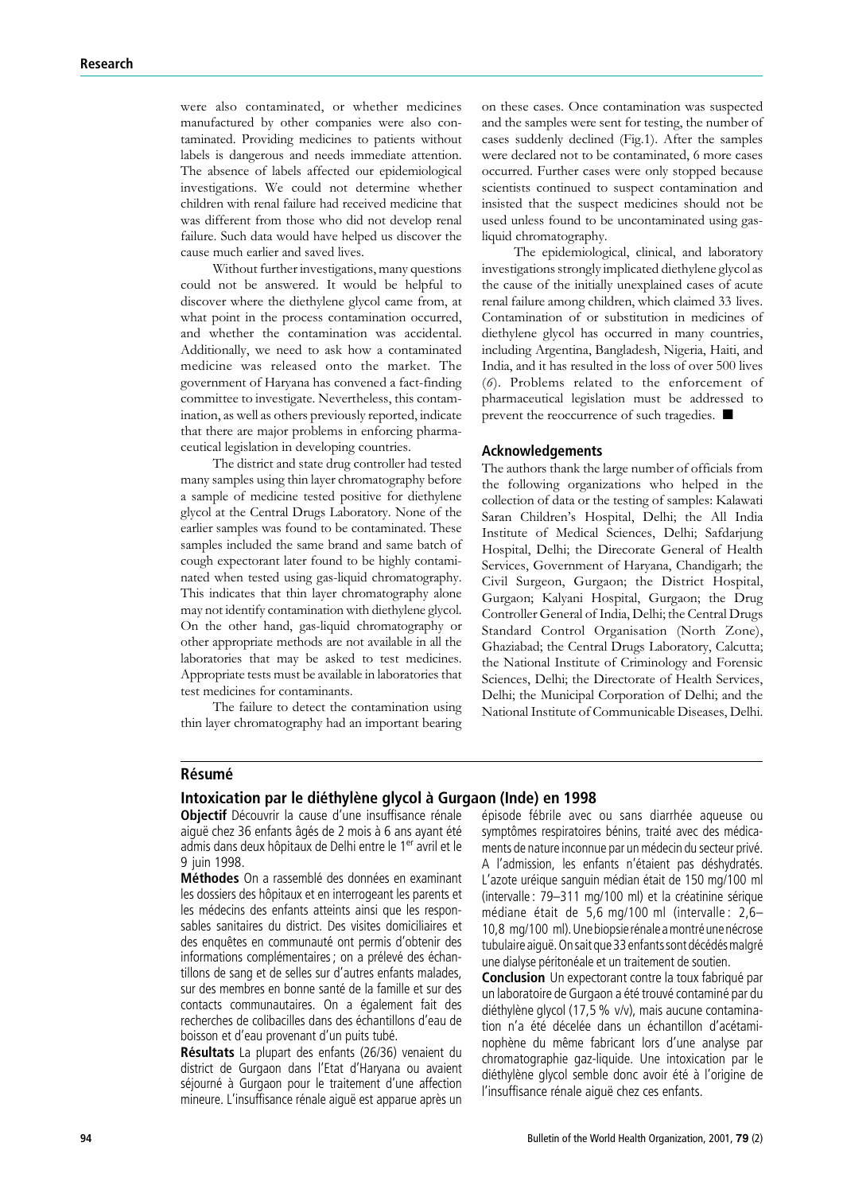were also contaminated, or whether medicines manufactured by other companies were also contaminated. Providing medicines to patients without labels is dangerous and needs immediate attention. The absence of labels affected our epidemiological investigations. We could not determine whether children with renal failure had received medicine that was different from those who did not develop renal failure. Such data would have helped us discover the cause much earlier and saved lives.

Without further investigations, many questions could not be answered. It would be helpful to discover where the diethylene glycol came from, at what point in the process contamination occurred, and whether the contamination was accidental. Additionally, we need to ask how a contaminated medicine was released onto the market. The government of Haryana has convened a fact-finding committee to investigate. Nevertheless, this contamination, as well as others previously reported, indicate that there are major problems in enforcing pharmaceutical legislation in developing countries.

The district and state drug controller had tested many samples using thin layer chromatography before a sample of medicine tested positive for diethylene glycol at the Central Drugs Laboratory. None of the earlier samples was found to be contaminated. These samples included the same brand and same batch of cough expectorant later found to be highly contaminated when tested using gas-liquid chromatography. This indicates that thin layer chromatography alone may not identify contamination with diethylene glycol. On the other hand, gas-liquid chromatography or other appropriate methods are not available in all the laboratories that may be asked to test medicines. Appropriate tests must be available in laboratories that test medicines for contaminants.

The failure to detect the contamination using thin layer chromatography had an important bearing on these cases. Once contamination was suspected and the samples were sent for testing, the number of cases suddenly declined (Fig.1). After the samples were declared not to be contaminated, 6 more cases occurred. Further cases were only stopped because scientists continued to suspect contamination and insisted that the suspect medicines should not be used unless found to be uncontaminated using gas-liquid chromatography.

The epidemiological, clinical, and laboratory investigations strongly implicated diethylene glycol as the cause of the initially unexplained cases of acute renal failure among children, which claimed 33 lives. Contamination of or substitution in medicines of diethylene glycol has occurred in many countries, including Argentina, Bangladesh, Nigeria, Haiti, and India, and it has resulted in the loss of over 500 lives (*6*). Problems related to the enforcement of pharmaceutical legislation must be addressed to prevent the reoccurrence of such tragedies. ■

## Acknowledgements

The authors thank the large number of officials from the following organizations who helped in the collection of data or the testing of samples: Kalawati Saran Children's Hospital, Delhi; the All India Institute of Medical Sciences, Delhi; Safdarjung Hospital, Delhi; the Direcorate General of Health Services, Government of Haryana, Chandigarh; the Civil Surgeon, Gurgaon; the District Hospital, Gurgaon; Kalyani Hospital, Gurgaon; the Drug Controller General of India, Delhi; the Central Drugs Standard Control Organisation (North Zone), Ghaziabad; the Central Drugs Laboratory, Calcutta; the National Institute of Criminology and Forensic Sciences, Delhi; the Directorate of Health Services, Delhi; the Municipal Corporation of Delhi; and the National Institute of Communicable Diseases, Delhi.

## Résumé

### Intoxication par le diéthylène glycol à Gurgaon (Inde) en 1998

**Objectif** Découvrir la cause d'une insuffisance rénale aiguë chez 36 enfants âgés de 2 mois à 6 ans ayant été admis dans deux hôpitaux de Delhi entre le 1er avril et le 9 juin 1998.

**Méthodes** On a rassemblé des données en examinant les dossiers des hôpitaux et en interrogeant les parents et les médecins des enfants atteints ainsi que les responsables sanitaires du district. Des visites domiciliaires et des enquêtes en communauté ont permis d'obtenir des informations complémentaires ; on a prélevé des échantillons de sang et de selles sur d'autres enfants malades, sur des membres en bonne santé de la famille et sur des contacts communautaires. On a également fait des recherches de colibacilles dans des échantillons d'eau de boisson et d'eau provenant d'un puits tubé.

**Résultats** La plupart des enfants (26/36) venaient du district de Gurgaon dans l'Etat d'Haryana ou avaient séjourné à Gurgaon pour le traitement d'une affection mineure. L'insuffisance rénale aiguë est apparue après un épisode fébrile avec ou sans diarrhée aqueuse ou symptômes respiratoires bénins, traité avec des médicaments de nature inconnue par un médecin du secteur privé. A l'admission, les enfants n'étaient pas déshydratés. L'azote uréique sanguin médian était de 150 mg/100 ml (intervalle : 79–311 mg/100 ml) et la créatinine sérique médiane était de 5,6 mg/100 ml (intervalle : 2,6–10,8 mg/100 ml). Une biopsie rénale a montré une nécrose tubulaire aiguë. On sait que 33 enfants sont décédés malgré une dialyse péritonéale et un traitement de soutien.

**Conclusion** Un expectorant contre la toux fabriqué par un laboratoire de Gurgaon a été trouvé contaminé par du diéthylène glycol (17,5 % v/v), mais aucune contamination n'a été décelée dans un échantillon d'acétaminophène du même fabricant lors d'une analyse par chromatographie gaz-liquide. Une intoxication par le diéthylène glycol semble donc avoir été à l'origine de l'insuffisance rénale aiguë chez ces enfants.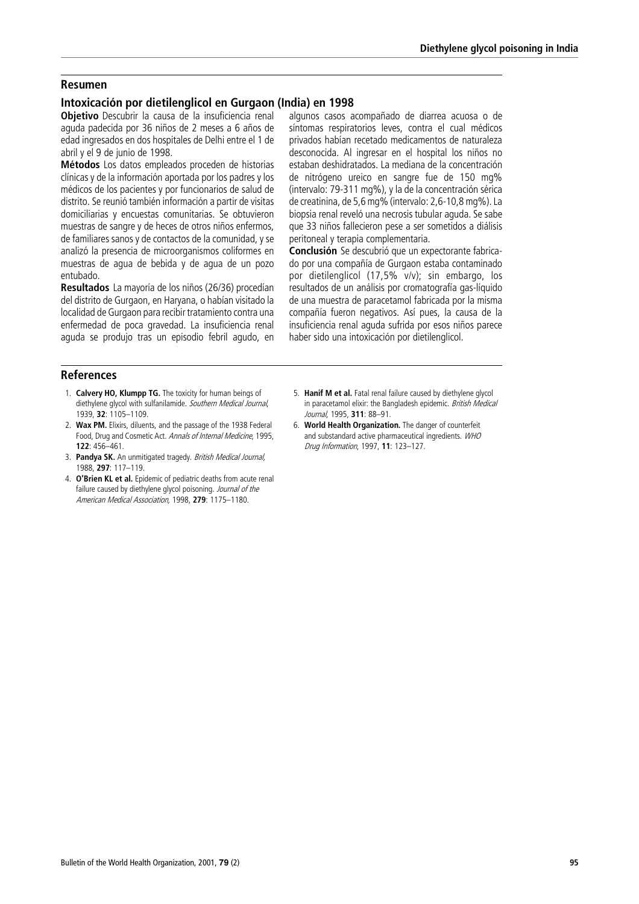## Resumen

### Intoxicación por dietilenglicol en Gurgaon (India) en 1998

**Objetivo** Descubrir la causa de la insuficiencia renal aguda padecida por 36 niños de 2 meses a 6 años de edad ingresados en dos hospitales de Delhi entre el 1 de abril y el 9 de junio de 1998.

**Métodos** Los datos empleados proceden de historias clínicas y de la información aportada por los padres y los médicos de los pacientes y por funcionarios de salud de distrito. Se reunió también información a partir de visitas domiciliarias y encuestas comunitarias. Se obtuvieron muestras de sangre y de heces de otros niños enfermos, de familiares sanos y de contactos de la comunidad, y se analizó la presencia de microorganismos coliformes en muestras de agua de bebida y de agua de un pozo entubado.

**Resultados** La mayoría de los niños (26/36) procedían del distrito de Gurgaon, en Haryana, o habían visitado la localidad de Gurgaon para recibir tratamiento contra una enfermedad de poca gravedad. La insuficiencia renal aguda se produjo tras un episodio febril agudo, en algunos casos acompañado de diarrea acuosa o de síntomas respiratorios leves, contra el cual médicos privados habían recetado medicamentos de naturaleza desconocida. Al ingresar en el hospital los niños no estaban deshidratados. La mediana de la concentración de nitrógeno ureico en sangre fue de 150 mg% (intervalo: 79-311 mg%), y la de la concentración sérica de creatinina, de 5,6 mg% (intervalo: 2,6-10,8 mg%). La biopsia renal reveló una necrosis tubular aguda. Se sabe que 33 niños fallecieron pese a ser sometidos a diálisis peritoneal y terapia complementaria.

**Conclusión** Se descubrió que un expectorante fabricado por una compañía de Gurgaon estaba contaminado por dietilenglicol (17,5% v/v); sin embargo, los resultados de un análisis por cromatografía gas-líquido de una muestra de paracetamol fabricada por la misma compañía fueron negativos. Así pues, la causa de la insuficiencia renal aguda sufrida por esos niños parece haber sido una intoxicación por dietilenglicol.

## References

1. **Calvery HO, Klumpp TG.** The toxicity for human beings of diethylene glycol with sulfanilamide. *Southern Medical Journal*, 1939, **32**: 1105–1109.
2. **Wax PM.** Elixirs, diluents, and the passage of the 1938 Federal Food, Drug and Cosmetic Act. *Annals of Internal Medicine*, 1995, **122**: 456–461.
3. **Pandya SK.** An unmitigated tragedy. *British Medical Journal*, 1988, **297**: 117–119.
4. **O'Brien KL et al.** Epidemic of pediatric deaths from acute renal failure caused by diethylene glycol poisoning. *Journal of the American Medical Association*, 1998, **279**: 1175–1180.
5. **Hanif M et al.** Fatal renal failure caused by diethylene glycol in paracetamol elixir: the Bangladesh epidemic. *British Medical Journal*, 1995, **311**: 88–91.
6. **World Health Organization.** The danger of counterfeit and substandard active pharmaceutical ingredients. *WHO Drug Information*, 1997, **11**: 123–127.